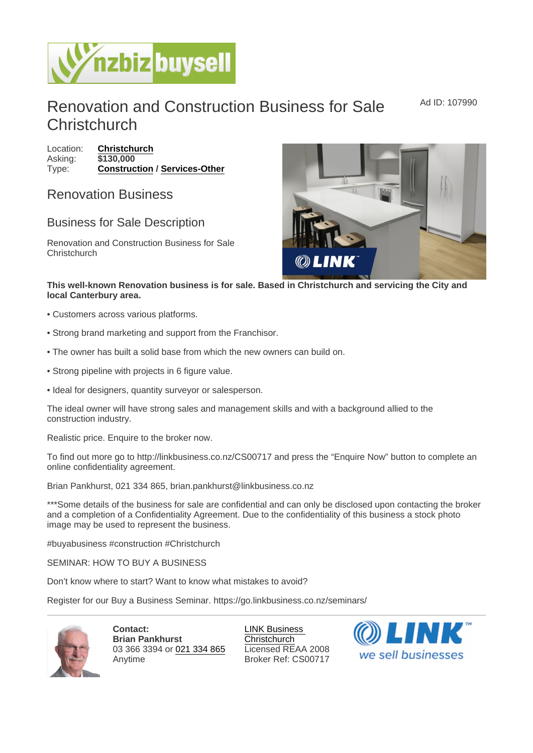# Renovation and Construction Business for Sale Christchurch

Ad ID: 107990

Location: Christchurch
Asking: $130,000
Type: Construction / Services-Other

## Renovation Business

## Business for Sale Description

Renovation and Construction Business for Sale Christchurch

**This well-known Renovation business is for sale. Based in Christchurch and servicing the City and local Canterbury area.**

• Customers across various platforms.

• Strong brand marketing and support from the Franchisor.

• The owner has built a solid base from which the new owners can build on.

• Strong pipeline with projects in 6 figure value.

• Ideal for designers, quantity surveyor or salesperson.

The ideal owner will have strong sales and management skills and with a background allied to the construction industry.

Realistic price. Enquire to the broker now.

To find out more go to http://linkbusiness.co.nz/CS00717 and press the "Enquire Now" button to complete an online confidentiality agreement.

Brian Pankhurst, 021 334 865, brian.pankhurst@linkbusiness.co.nz

***Some details of the business for sale are confidential and can only be disclosed upon contacting the broker and a completion of a Confidentiality Agreement. Due to the confidentiality of this business a stock photo image may be used to represent the business.

#buyabusiness #construction #Christchurch

SEMINAR: HOW TO BUY A BUSINESS

Don't know where to start? Want to know what mistakes to avoid?

Register for our Buy a Business Seminar. https://go.linkbusiness.co.nz/seminars/

---

**Contact:**
**Brian Pankhurst**
03 366 3394 or 021 334 865
Anytime

LINK Business Christchurch
Licensed REAA 2008
Broker Ref: CS00717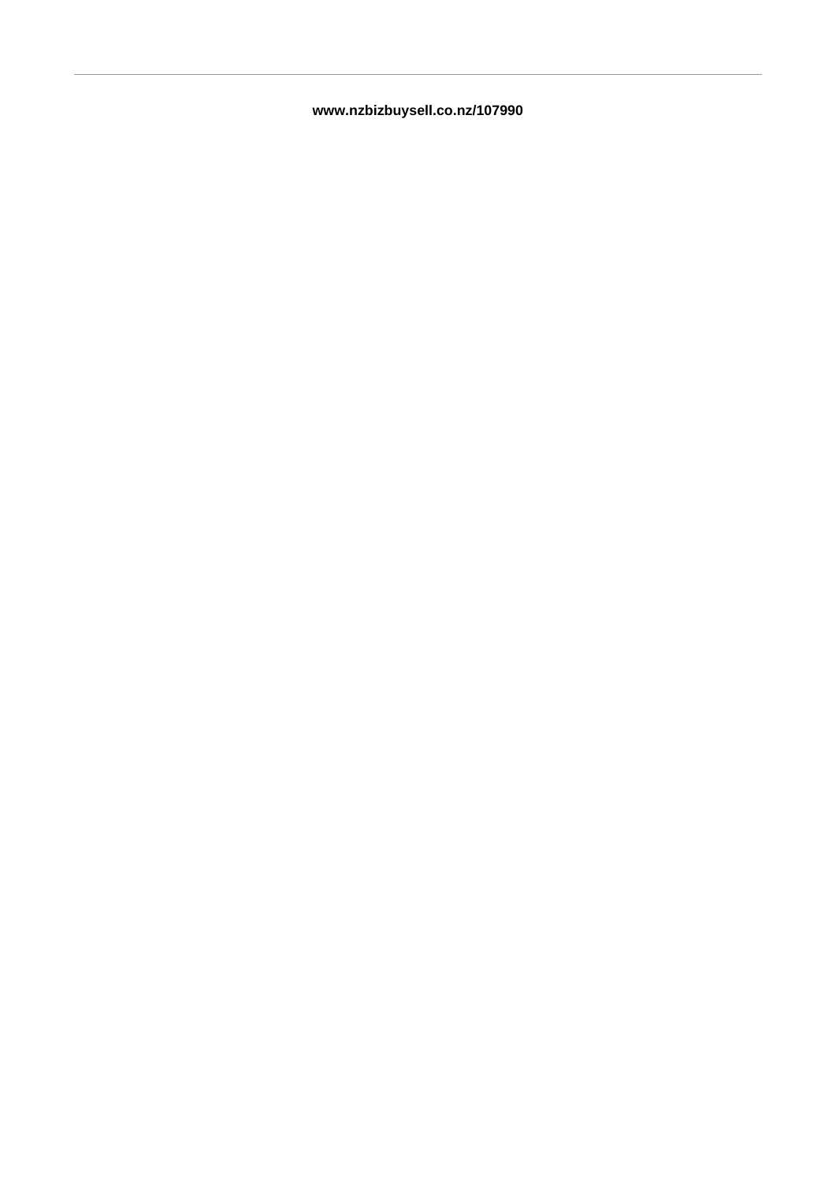**www.nzbizbuysell.co.nz/107990**